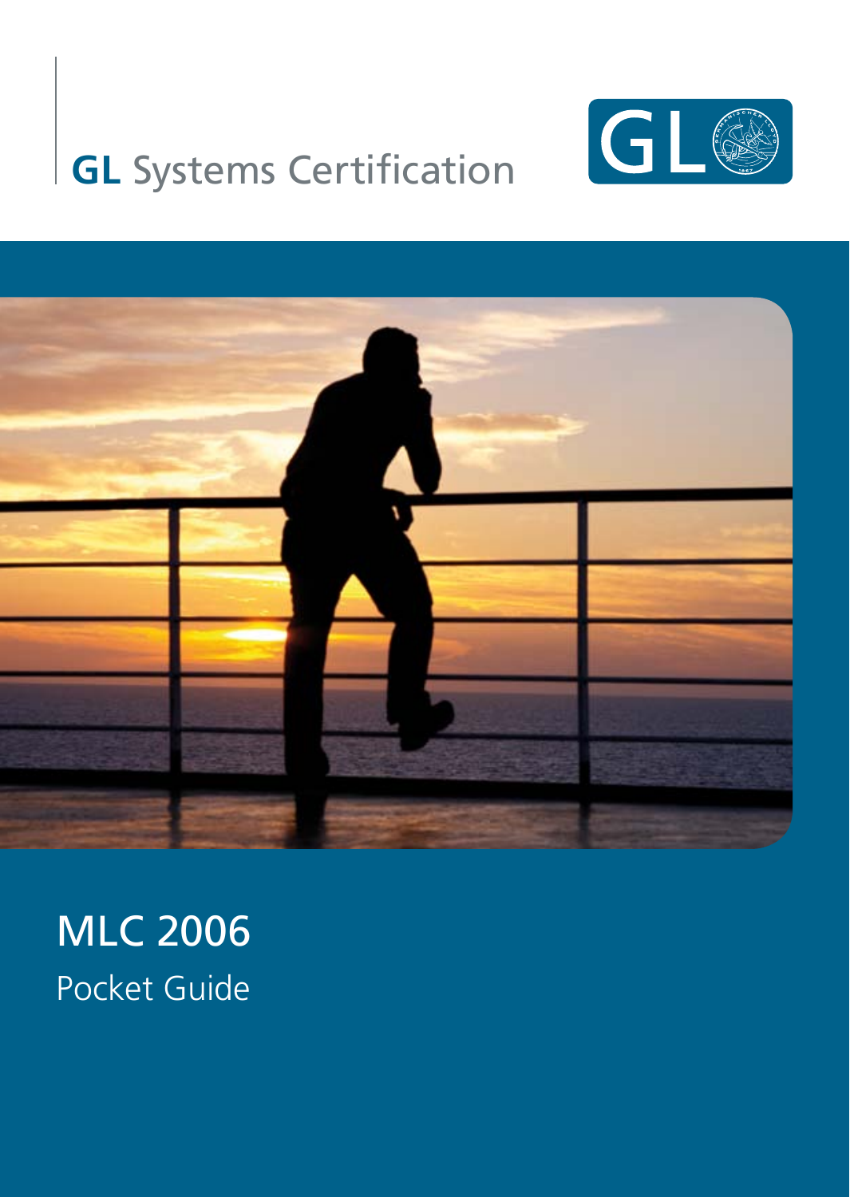**GL** Systems Certification

# MLC 2006

Pocket Guide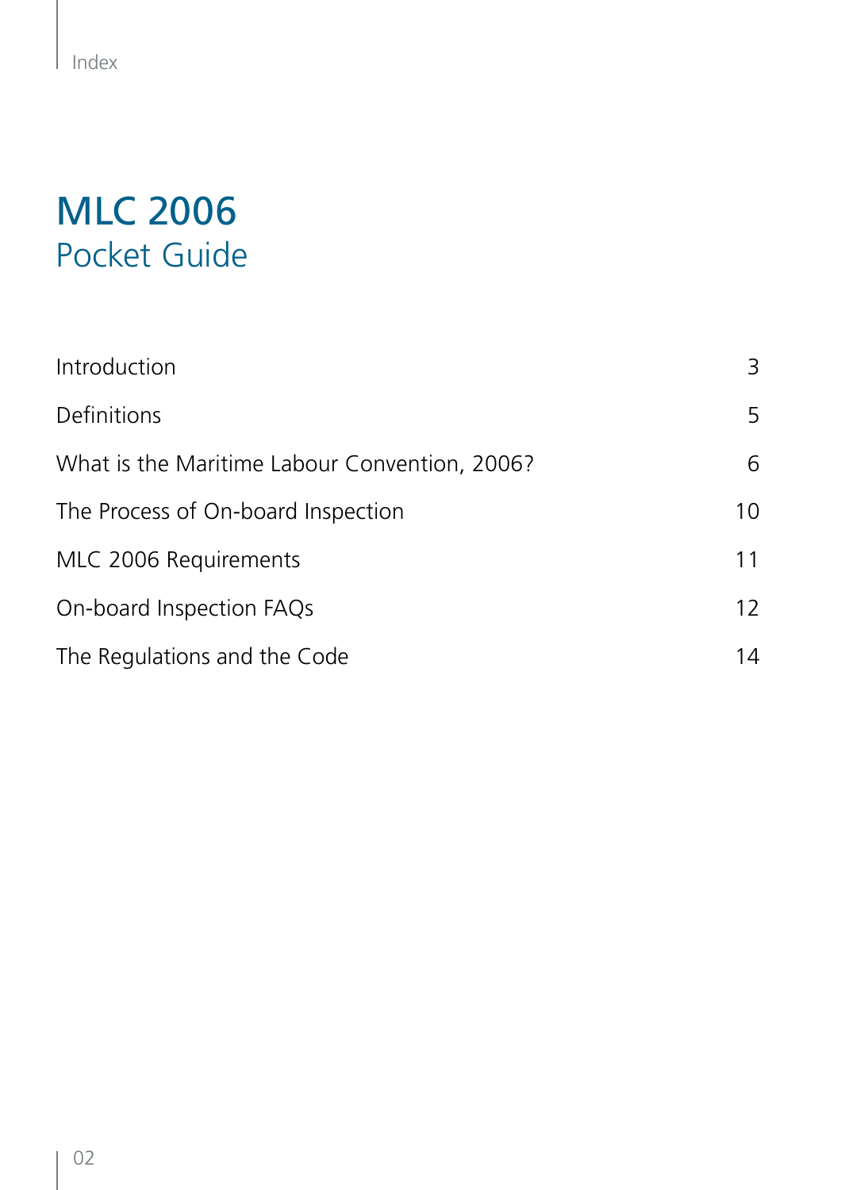# MLC 2006
## Pocket Guide

| | |
|---|---|
| Introduction | 3 |
| Definitions | 5 |
| What is the Maritime Labour Convention, 2006? | 6 |
| The Process of On-board Inspection | 10 |
| MLC 2006 Requirements | 11 |
| On-board Inspection FAQs | 12 |
| The Regulations and the Code | 14 |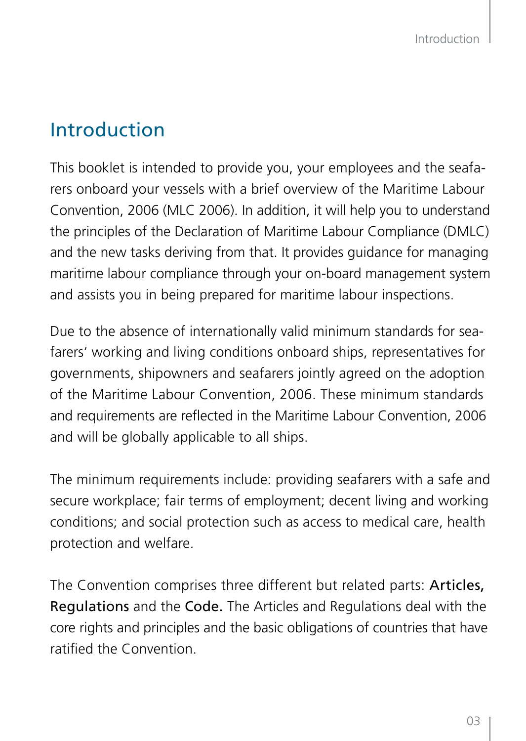# Introduction

This booklet is intended to provide you, your employees and the seafarers onboard your vessels with a brief overview of the Maritime Labour Convention, 2006 (MLC 2006). In addition, it will help you to understand the principles of the Declaration of Maritime Labour Compliance (DMLC) and the new tasks deriving from that. It provides guidance for managing maritime labour compliance through your on-board management system and assists you in being prepared for maritime labour inspections.

Due to the absence of internationally valid minimum standards for seafarers' working and living conditions onboard ships, representatives for governments, shipowners and seafarers jointly agreed on the adoption of the Maritime Labour Convention, 2006. These minimum standards and requirements are reflected in the Maritime Labour Convention, 2006 and will be globally applicable to all ships.

The minimum requirements include: providing seafarers with a safe and secure workplace; fair terms of employment; decent living and working conditions; and social protection such as access to medical care, health protection and welfare.

The Convention comprises three different but related parts: **Articles, Regulations** and the **Code.** The Articles and Regulations deal with the core rights and principles and the basic obligations of countries that have ratified the Convention.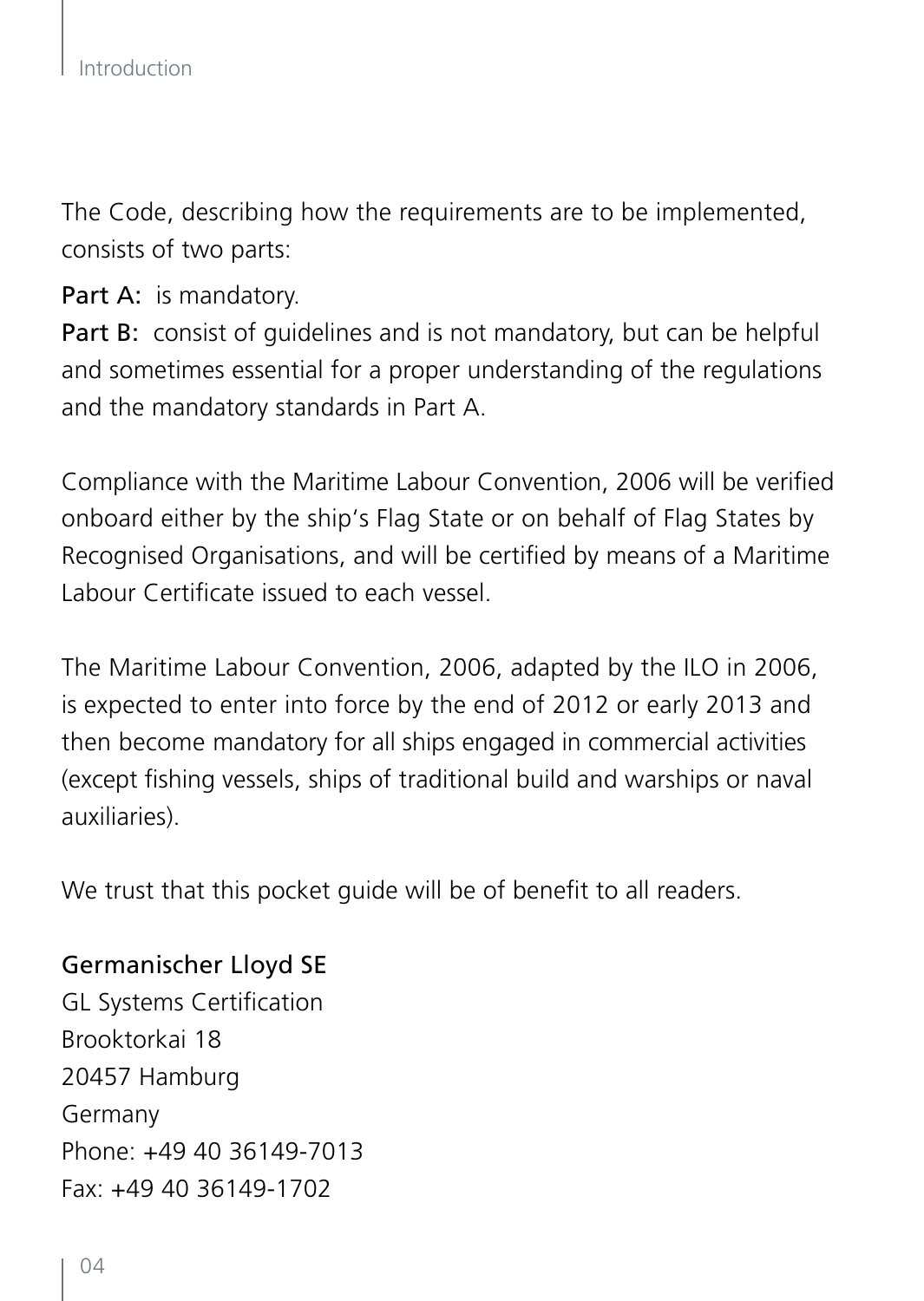The Code, describing how the requirements are to be implemented, consists of two parts:

**Part A:** is mandatory.
**Part B:** consist of guidelines and is not mandatory, but can be helpful and sometimes essential for a proper understanding of the regulations and the mandatory standards in Part A.

Compliance with the Maritime Labour Convention, 2006 will be verified onboard either by the ship's Flag State or on behalf of Flag States by Recognised Organisations, and will be certified by means of a Maritime Labour Certificate issued to each vessel.

The Maritime Labour Convention, 2006, adapted by the ILO in 2006, is expected to enter into force by the end of 2012 or early 2013 and then become mandatory for all ships engaged in commercial activities (except fishing vessels, ships of traditional build and warships or naval auxiliaries).

We trust that this pocket guide will be of benefit to all readers.

**Germanischer Lloyd SE**
GL Systems Certification
Brooktorkai 18
20457 Hamburg
Germany
Phone: +49 40 36149-7013
Fax: +49 40 36149-1702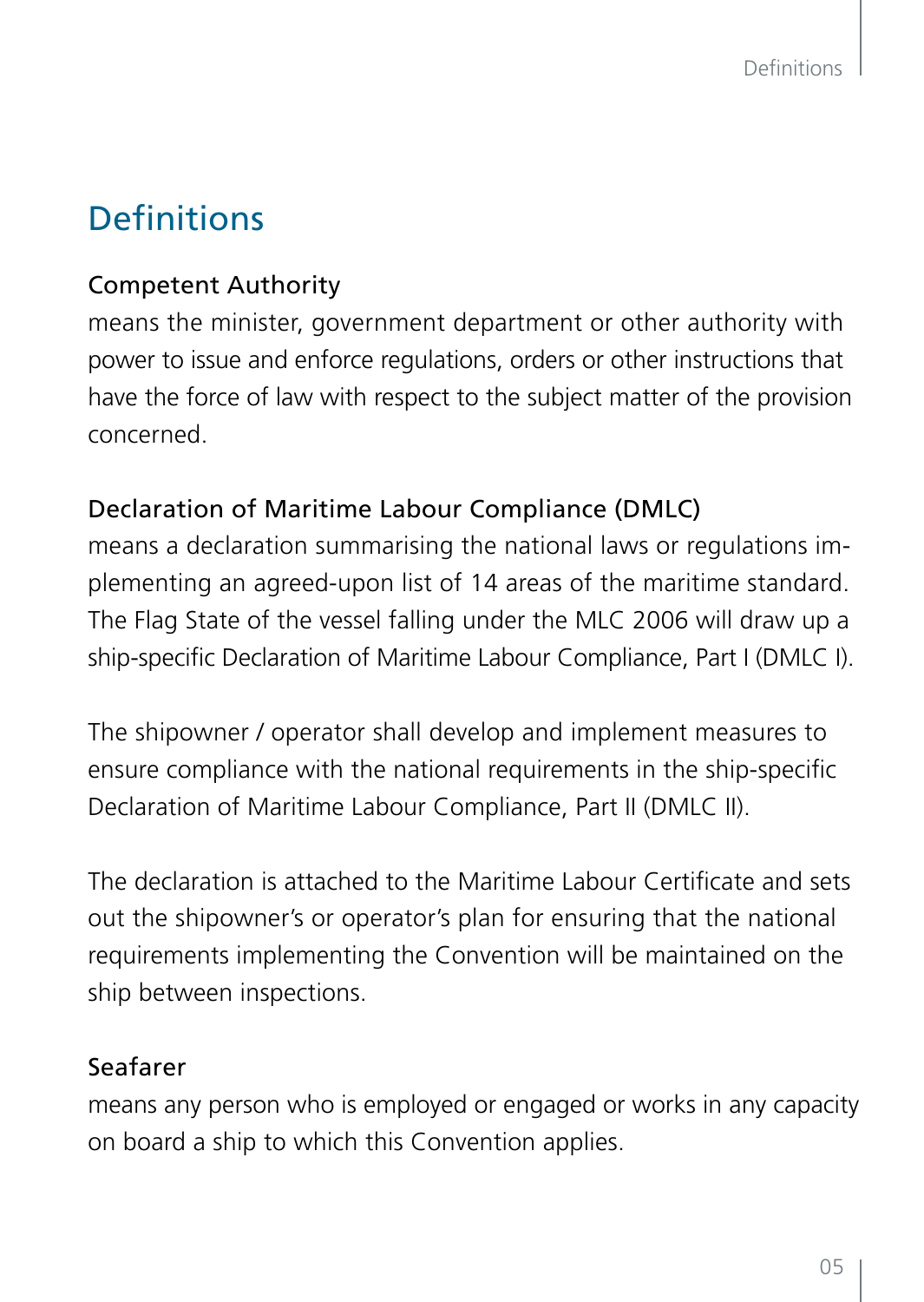# Definitions

### Competent Authority

means the minister, government department or other authority with power to issue and enforce regulations, orders or other instructions that have the force of law with respect to the subject matter of the provision concerned.

### Declaration of Maritime Labour Compliance (DMLC)

means a declaration summarising the national laws or regulations implementing an agreed-upon list of 14 areas of the maritime standard. The Flag State of the vessel falling under the MLC 2006 will draw up a ship-specific Declaration of Maritime Labour Compliance, Part I (DMLC I).

The shipowner / operator shall develop and implement measures to ensure compliance with the national requirements in the ship-specific Declaration of Maritime Labour Compliance, Part II (DMLC II).

The declaration is attached to the Maritime Labour Certificate and sets out the shipowner's or operator's plan for ensuring that the national requirements implementing the Convention will be maintained on the ship between inspections.

### Seafarer

means any person who is employed or engaged or works in any capacity on board a ship to which this Convention applies.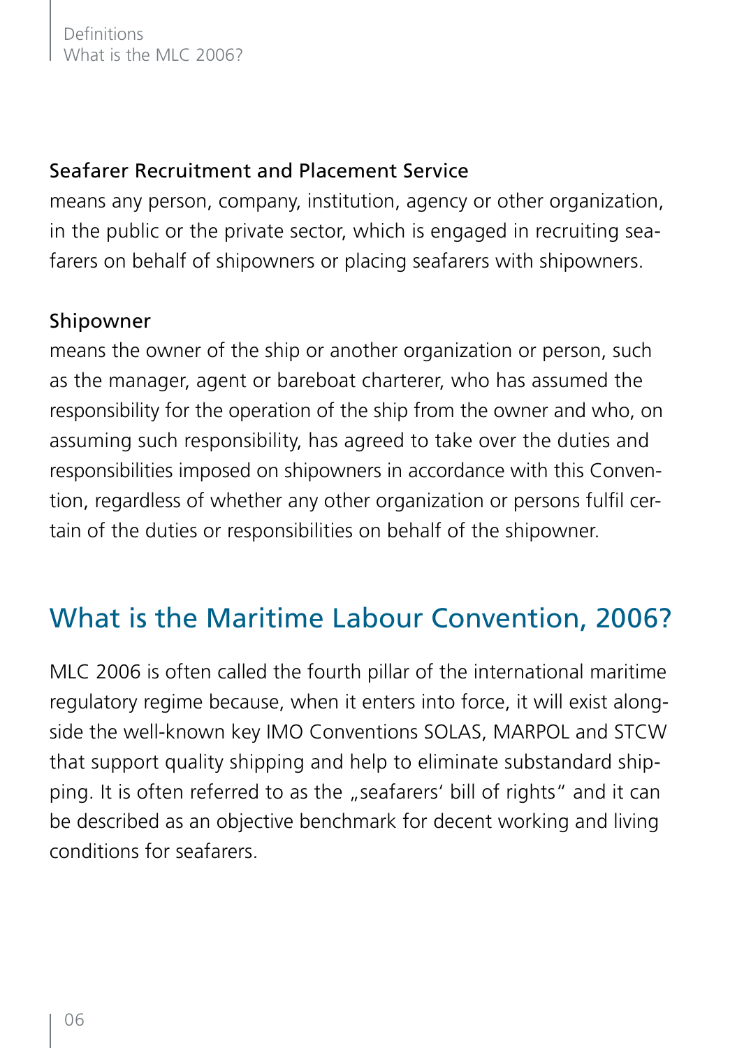### Seafarer Recruitment and Placement Service

means any person, company, institution, agency or other organization, in the public or the private sector, which is engaged in recruiting seafarers on behalf of shipowners or placing seafarers with shipowners.

### Shipowner

means the owner of the ship or another organization or person, such as the manager, agent or bareboat charterer, who has assumed the responsibility for the operation of the ship from the owner and who, on assuming such responsibility, has agreed to take over the duties and responsibilities imposed on shipowners in accordance with this Convention, regardless of whether any other organization or persons fulfil certain of the duties or responsibilities on behalf of the shipowner.

## What is the Maritime Labour Convention, 2006?

MLC 2006 is often called the fourth pillar of the international maritime regulatory regime because, when it enters into force, it will exist alongside the well-known key IMO Conventions SOLAS, MARPOL and STCW that support quality shipping and help to eliminate substandard shipping. It is often referred to as the „seafarers' bill of rights" and it can be described as an objective benchmark for decent working and living conditions for seafarers.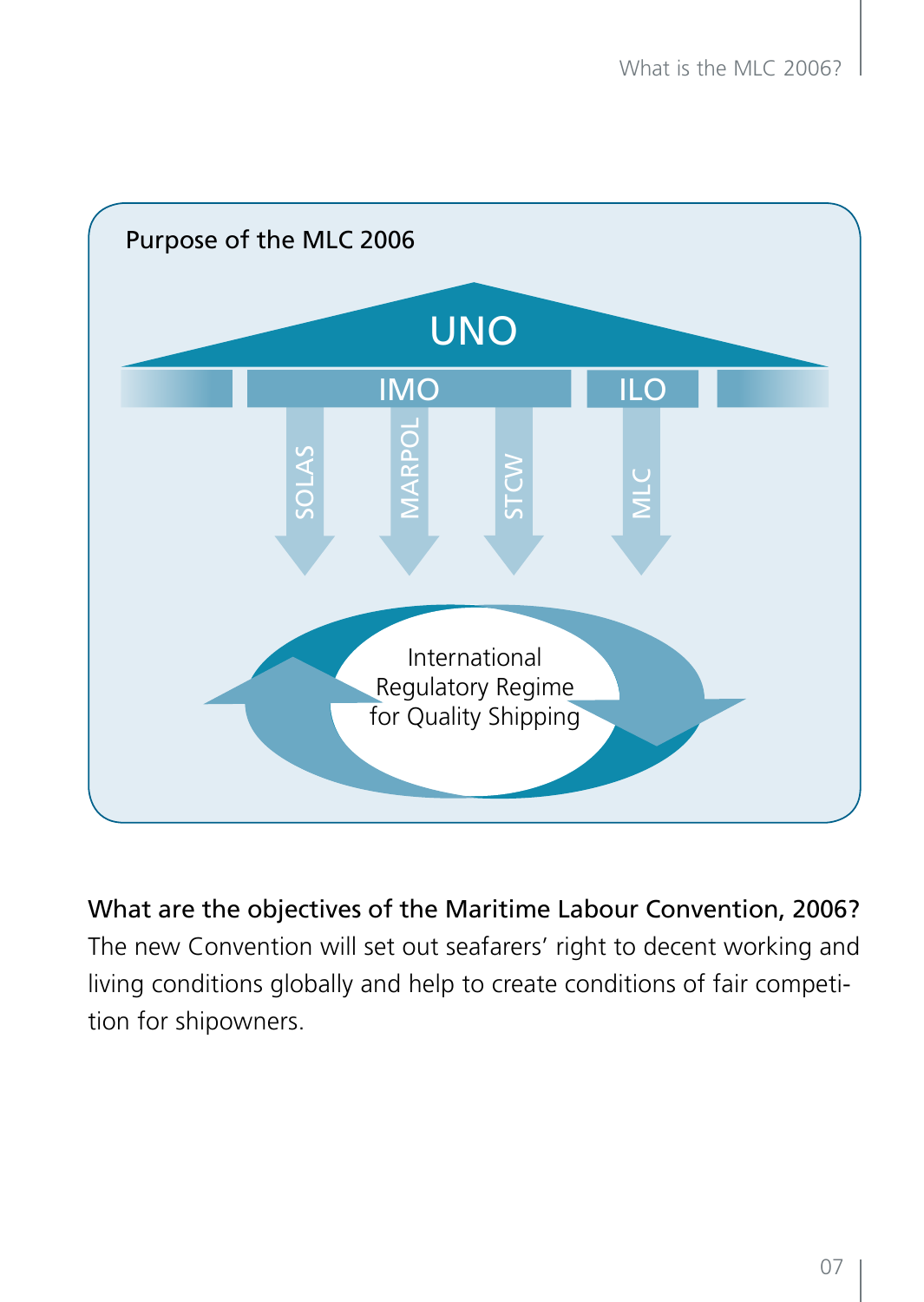Purpose of the MLC 2006

UNO

IMO

ILO

SOLAS

MARPOL

STCW

MLC

International Regulatory Regime for Quality Shipping

**What are the objectives of the Maritime Labour Convention, 2006?**
The new Convention will set out seafarers' right to decent working and living conditions globally and help to create conditions of fair competition for shipowners.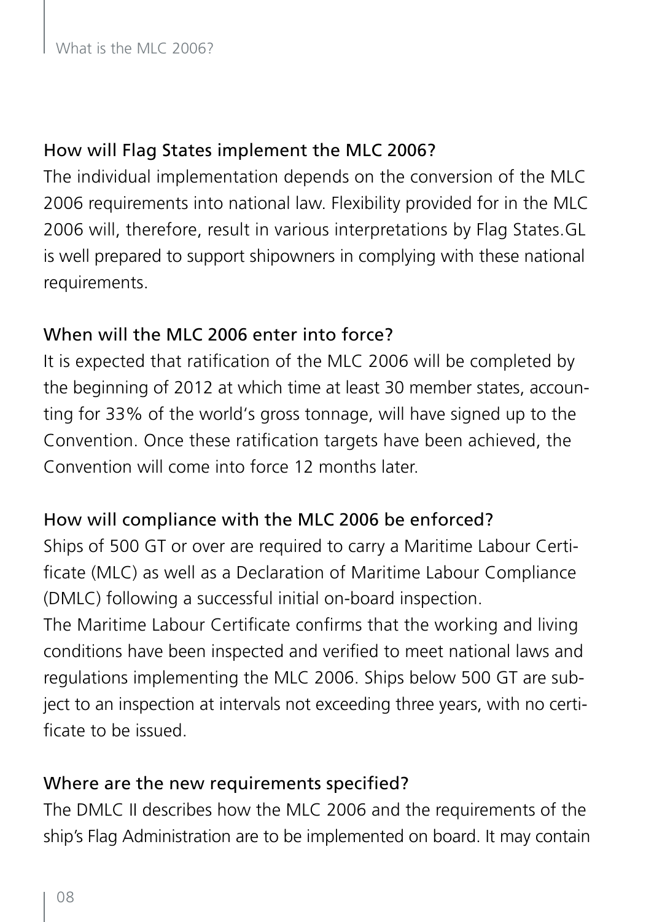## How will Flag States implement the MLC 2006?

The individual implementation depends on the conversion of the MLC 2006 requirements into national law. Flexibility provided for in the MLC 2006 will, therefore, result in various interpretations by Flag States.GL is well prepared to support shipowners in complying with these national requirements.

## When will the MLC 2006 enter into force?

It is expected that ratification of the MLC 2006 will be completed by the beginning of 2012 at which time at least 30 member states, accounting for 33% of the world's gross tonnage, will have signed up to the Convention. Once these ratification targets have been achieved, the Convention will come into force 12 months later.

## How will compliance with the MLC 2006 be enforced?

Ships of 500 GT or over are required to carry a Maritime Labour Certificate (MLC) as well as a Declaration of Maritime Labour Compliance (DMLC) following a successful initial on-board inspection.
The Maritime Labour Certificate confirms that the working and living conditions have been inspected and verified to meet national laws and regulations implementing the MLC 2006. Ships below 500 GT are subject to an inspection at intervals not exceeding three years, with no certificate to be issued.

## Where are the new requirements specified?

The DMLC II describes how the MLC 2006 and the requirements of the ship's Flag Administration are to be implemented on board. It may contain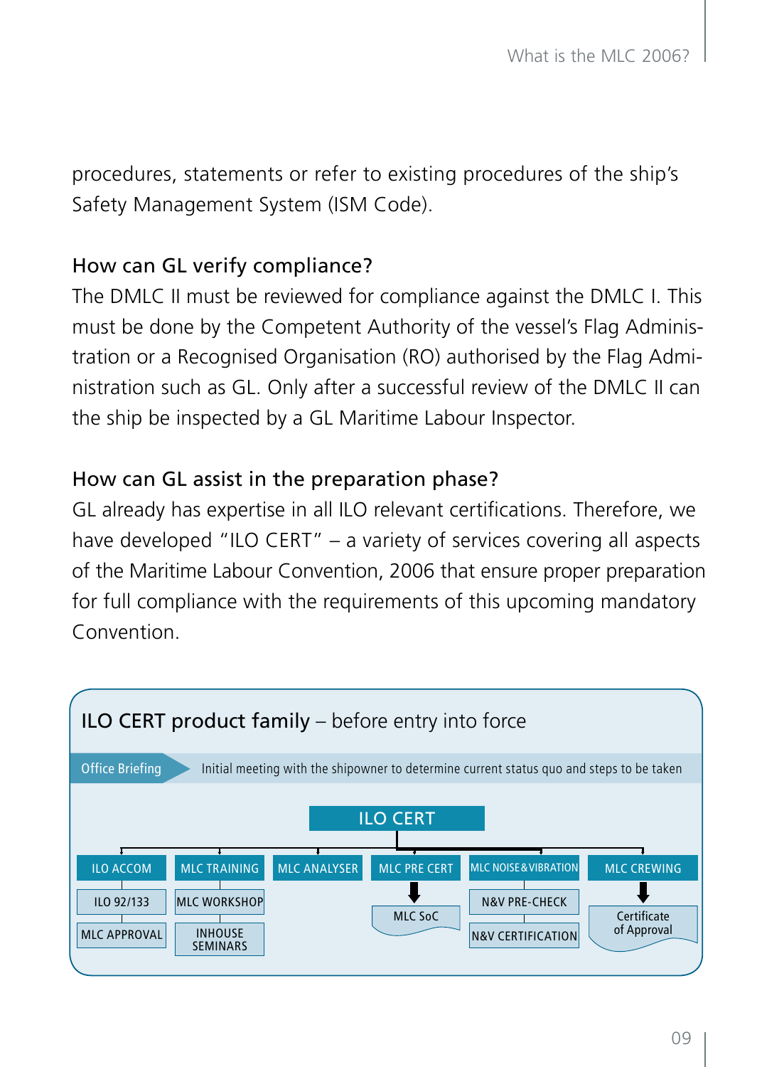procedures, statements or refer to existing procedures of the ship's Safety Management System (ISM Code).

### How can GL verify compliance?

The DMLC II must be reviewed for compliance against the DMLC I. This must be done by the Competent Authority of the vessel's Flag Administration or a Recognised Organisation (RO) authorised by the Flag Administration such as GL. Only after a successful review of the DMLC II can the ship be inspected by a GL Maritime Labour Inspector.

### How can GL assist in the preparation phase?

GL already has expertise in all ILO relevant certifications. Therefore, we have developed "ILO CERT" – a variety of services covering all aspects of the Maritime Labour Convention, 2006 that ensure proper preparation for full compliance with the requirements of this upcoming mandatory Convention.

**ILO CERT product family** – before entry into force

**Office Briefing** – Initial meeting with the shipowner to determine current status quo and steps to be taken

**ILO CERT**

- ILO ACCOM
  - ILO 92/133
  - MLC APPROVAL
- MLC TRAINING
  - MLC WORKSHOP
  - INHOUSE SEMINARS
- MLC ANALYSER
- MLC PRE CERT
  - MLC SoC
- MLC NOISE & VIBRATION
  - N&V PRE-CHECK
  - N&V CERTIFICATION
- MLC CREWING
  - Certificate of Approval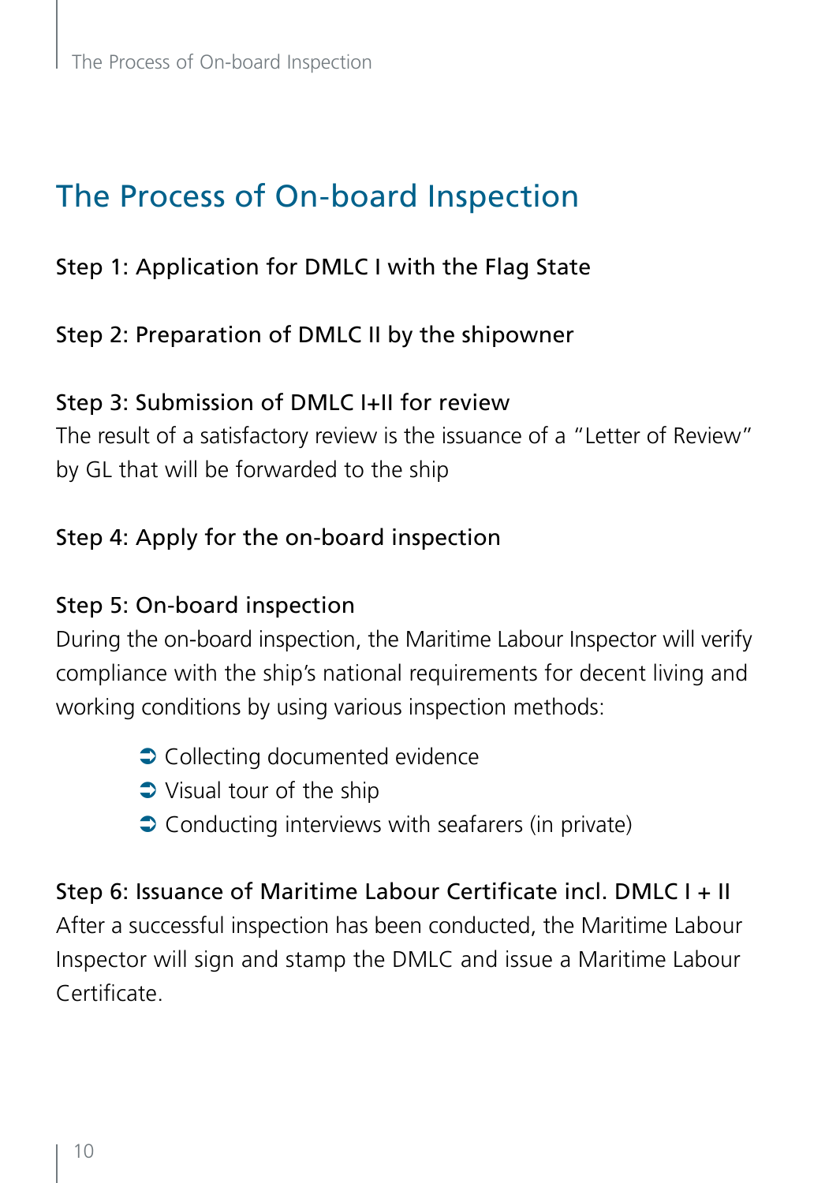# The Process of On-board Inspection

### Step 1: Application for DMLC I with the Flag State

### Step 2: Preparation of DMLC II by the shipowner

### Step 3: Submission of DMLC I+II for review

The result of a satisfactory review is the issuance of a "Letter of Review" by GL that will be forwarded to the ship

### Step 4: Apply for the on-board inspection

### Step 5: On-board inspection

During the on-board inspection, the Maritime Labour Inspector will verify compliance with the ship's national requirements for decent living and working conditions by using various inspection methods:

- Collecting documented evidence
- Visual tour of the ship
- Conducting interviews with seafarers (in private)

### Step 6: Issuance of Maritime Labour Certificate incl. DMLC I + II

After a successful inspection has been conducted, the Maritime Labour Inspector will sign and stamp the DMLC and issue a Maritime Labour Certificate.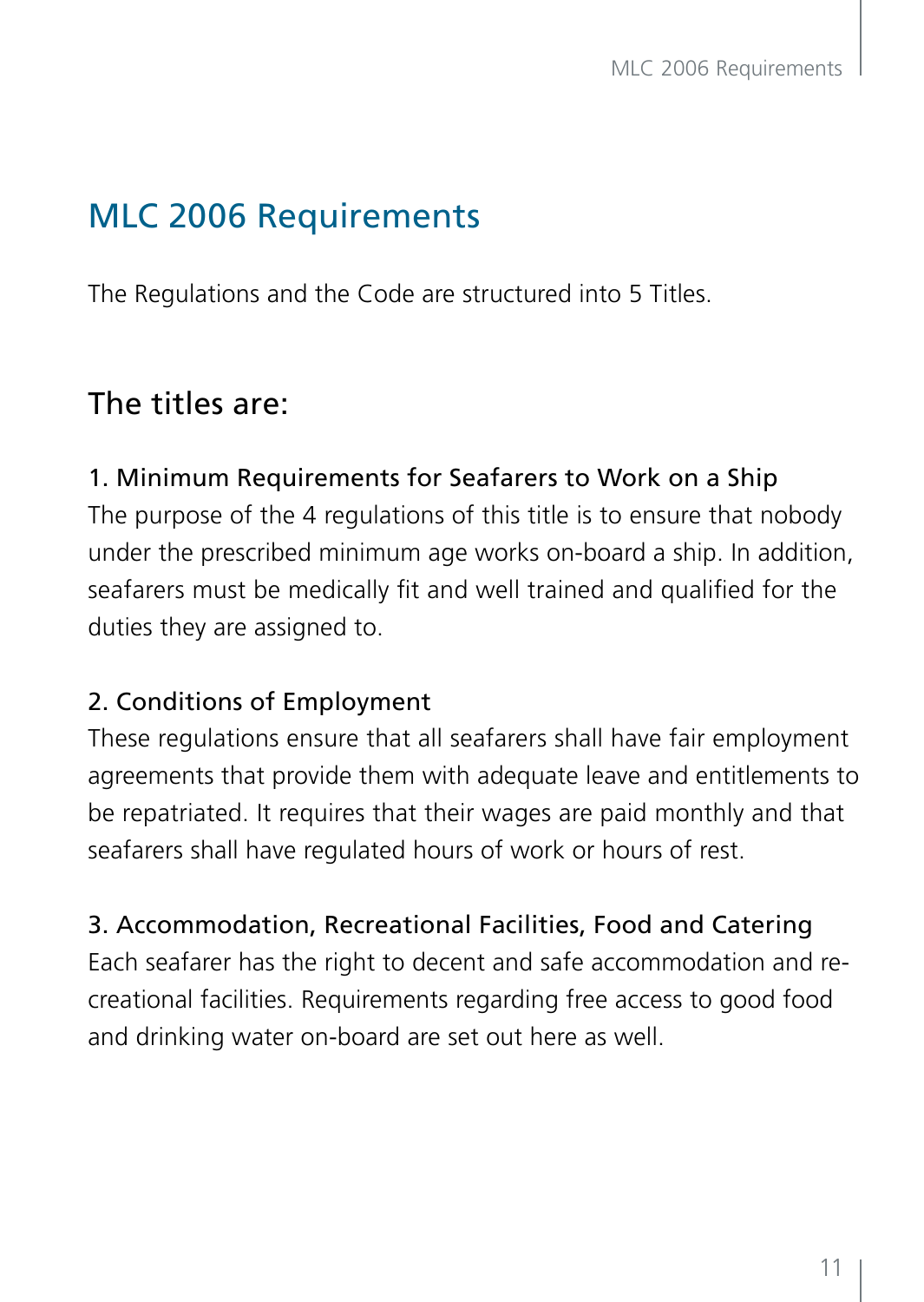# MLC 2006 Requirements

The Regulations and the Code are structured into 5 Titles.

## The titles are:

### 1. Minimum Requirements for Seafarers to Work on a Ship

The purpose of the 4 regulations of this title is to ensure that nobody under the prescribed minimum age works on-board a ship. In addition, seafarers must be medically fit and well trained and qualified for the duties they are assigned to.

### 2. Conditions of Employment

These regulations ensure that all seafarers shall have fair employment agreements that provide them with adequate leave and entitlements to be repatriated. It requires that their wages are paid monthly and that seafarers shall have regulated hours of work or hours of rest.

### 3. Accommodation, Recreational Facilities, Food and Catering

Each seafarer has the right to decent and safe accommodation and recreational facilities. Requirements regarding free access to good food and drinking water on-board are set out here as well.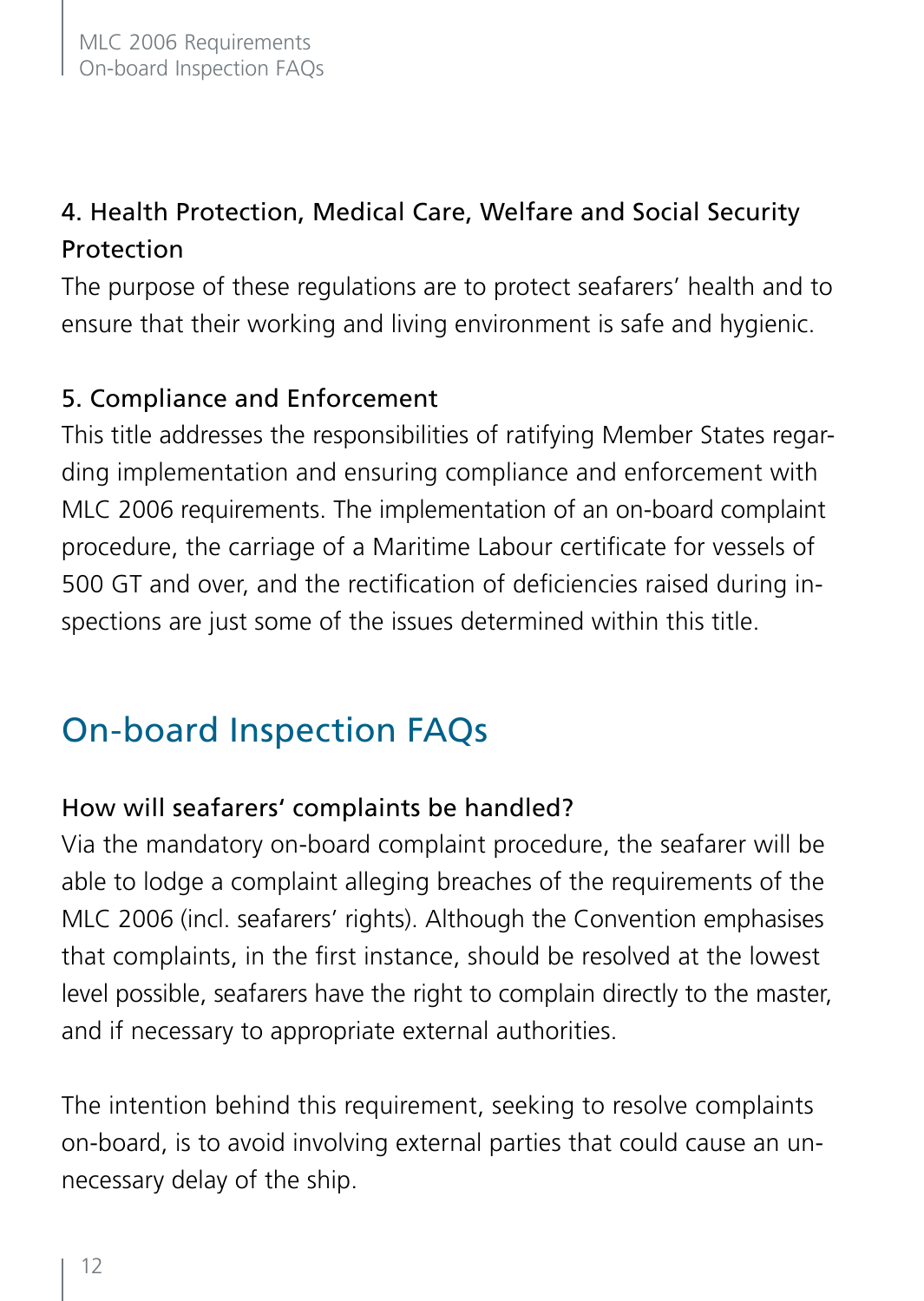### 4. Health Protection, Medical Care, Welfare and Social Security Protection

The purpose of these regulations are to protect seafarers' health and to ensure that their working and living environment is safe and hygienic.

### 5. Compliance and Enforcement

This title addresses the responsibilities of ratifying Member States regarding implementation and ensuring compliance and enforcement with MLC 2006 requirements. The implementation of an on-board complaint procedure, the carriage of a Maritime Labour certificate for vessels of 500 GT and over, and the rectification of deficiencies raised during inspections are just some of the issues determined within this title.

## On-board Inspection FAQs

### How will seafarers' complaints be handled?

Via the mandatory on-board complaint procedure, the seafarer will be able to lodge a complaint alleging breaches of the requirements of the MLC 2006 (incl. seafarers' rights). Although the Convention emphasises that complaints, in the first instance, should be resolved at the lowest level possible, seafarers have the right to complain directly to the master, and if necessary to appropriate external authorities.

The intention behind this requirement, seeking to resolve complaints on-board, is to avoid involving external parties that could cause an unnecessary delay of the ship.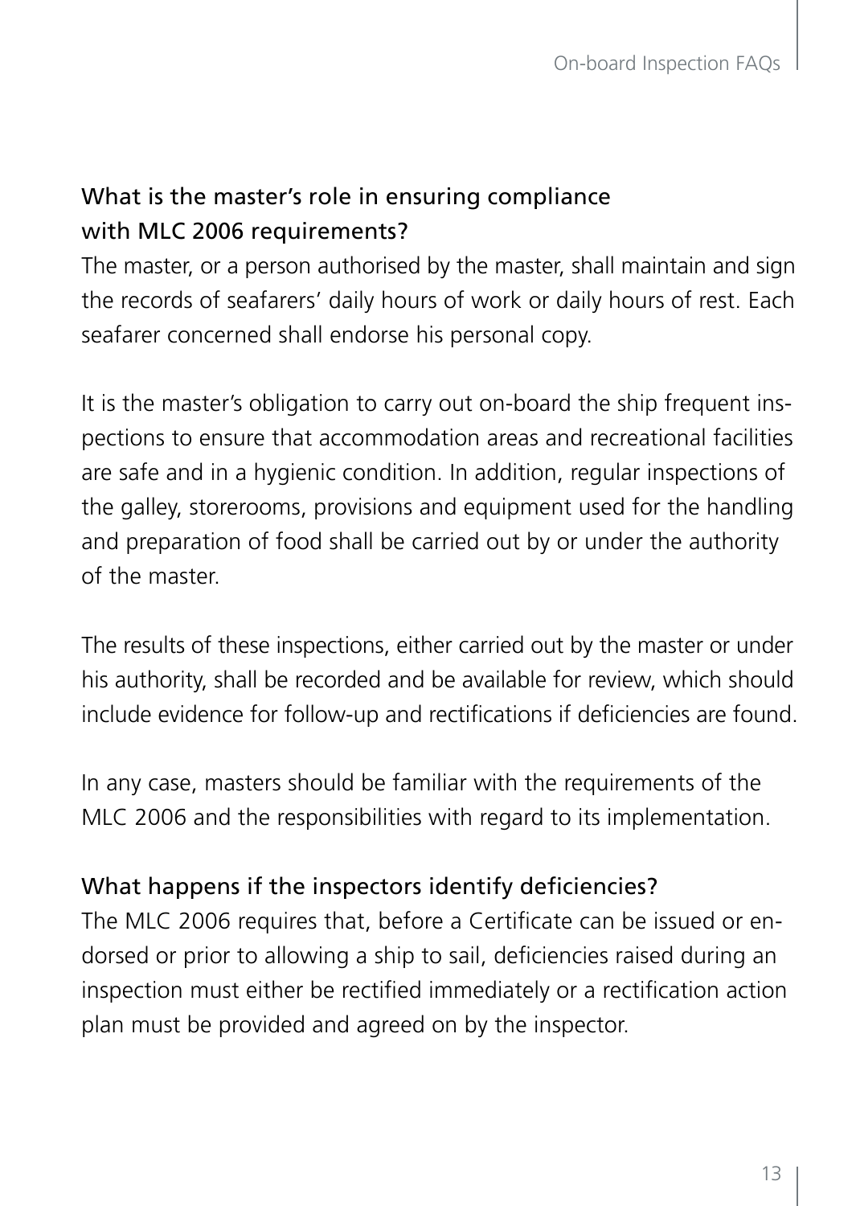### What is the master's role in ensuring compliance with MLC 2006 requirements?

The master, or a person authorised by the master, shall maintain and sign the records of seafarers' daily hours of work or daily hours of rest. Each seafarer concerned shall endorse his personal copy.

It is the master's obligation to carry out on-board the ship frequent inspections to ensure that accommodation areas and recreational facilities are safe and in a hygienic condition. In addition, regular inspections of the galley, storerooms, provisions and equipment used for the handling and preparation of food shall be carried out by or under the authority of the master.

The results of these inspections, either carried out by the master or under his authority, shall be recorded and be available for review, which should include evidence for follow-up and rectifications if deficiencies are found.

In any case, masters should be familiar with the requirements of the MLC 2006 and the responsibilities with regard to its implementation.

### What happens if the inspectors identify deficiencies?

The MLC 2006 requires that, before a Certificate can be issued or endorsed or prior to allowing a ship to sail, deficiencies raised during an inspection must either be rectified immediately or a rectification action plan must be provided and agreed on by the inspector.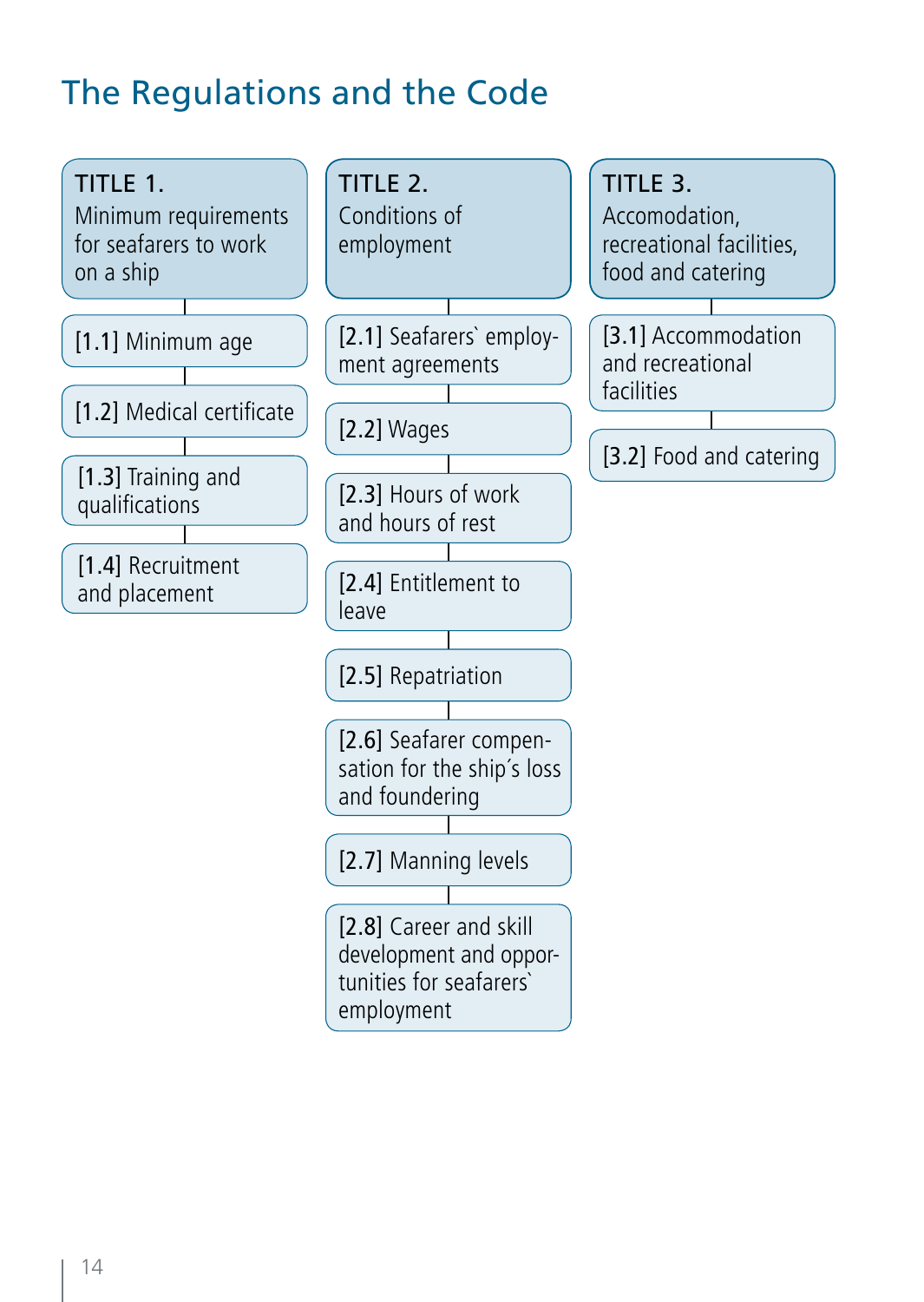# The Regulations and the Code

**TITLE 1.**
Minimum requirements for seafarers to work on a ship

- [1.1] Minimum age
- [1.2] Medical certificate
- [1.3] Training and qualifications
- [1.4] Recruitment and placement

**TITLE 2.**
Conditions of employment

- [2.1] Seafarers` employment agreements
- [2.2] Wages
- [2.3] Hours of work and hours of rest
- [2.4] Entitlement to leave
- [2.5] Repatriation
- [2.6] Seafarer compensation for the ship´s loss and foundering
- [2.7] Manning levels
- [2.8] Career and skill development and opportunities for seafarers` employment

**TITLE 3.**
Accomodation, recreational facilities, food and catering

- [3.1] Accommodation and recreational facilities
- [3.2] Food and catering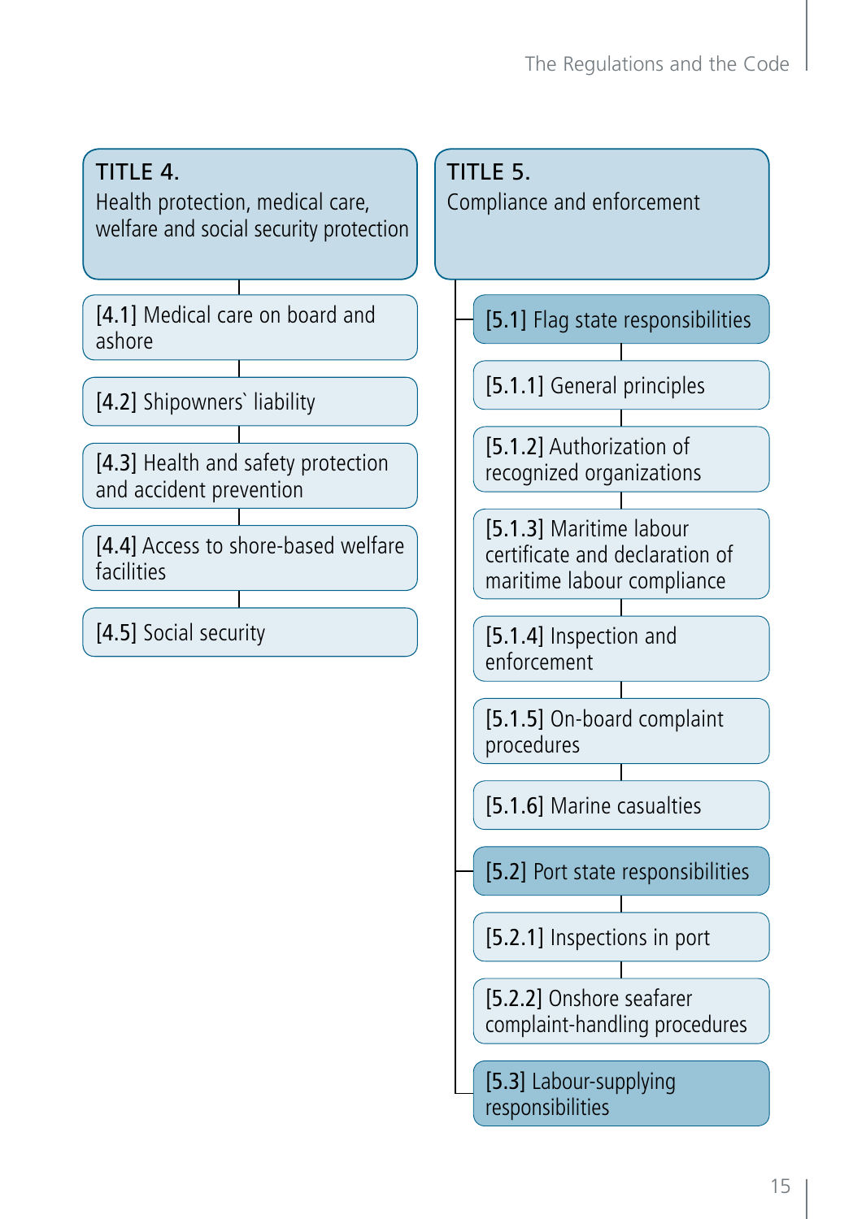## TITLE 4.
Health protection, medical care, welfare and social security protection

- [4.1] Medical care on board and ashore
- [4.2] Shipowners` liability
- [4.3] Health and safety protection and accident prevention
- [4.4] Access to shore-based welfare facilities
- [4.5] Social security

## TITLE 5.
Compliance and enforcement

- [5.1] Flag state responsibilities
  - [5.1.1] General principles
  - [5.1.2] Authorization of recognized organizations
  - [5.1.3] Maritime labour certificate and declaration of maritime labour compliance
  - [5.1.4] Inspection and enforcement
  - [5.1.5] On-board complaint procedures
  - [5.1.6] Marine casualties
- [5.2] Port state responsibilities
  - [5.2.1] Inspections in port
  - [5.2.2] Onshore seafarer complaint-handling procedures
- [5.3] Labour-supplying responsibilities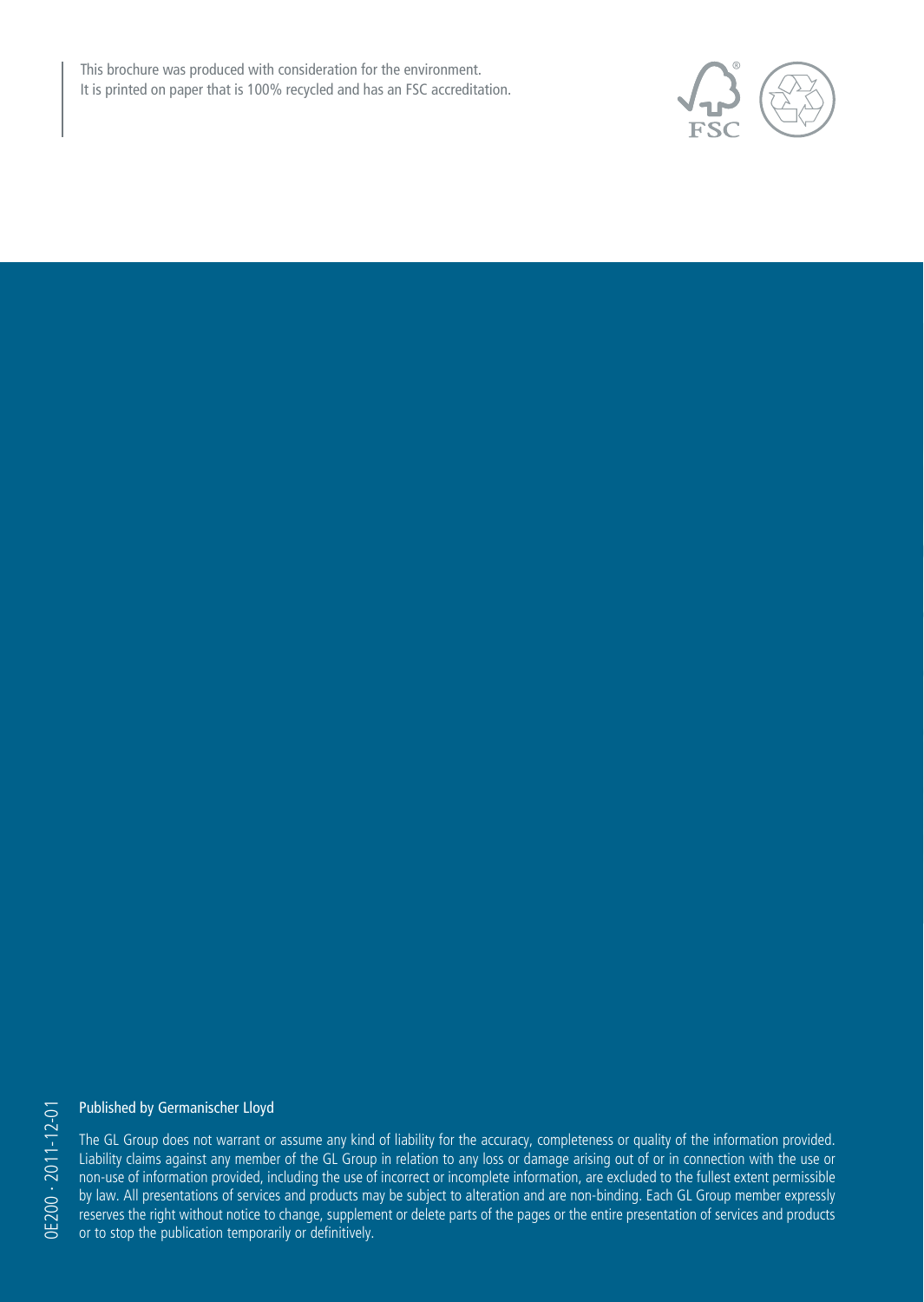This brochure was produced with consideration for the environment.
It is printed on paper that is 100% recycled and has an FSC accreditation.

FSC

0E200 · 2011-12-01

Published by Germanischer Lloyd

The GL Group does not warrant or assume any kind of liability for the accuracy, completeness or quality of the information provided. Liability claims against any member of the GL Group in relation to any loss or damage arising out of or in connection with the use or non-use of information provided, including the use of incorrect or incomplete information, are excluded to the fullest extent permissible by law. All presentations of services and products may be subject to alteration and are non-binding. Each GL Group member expressly reserves the right without notice to change, supplement or delete parts of the pages or the entire presentation of services and products or to stop the publication temporarily or definitively.